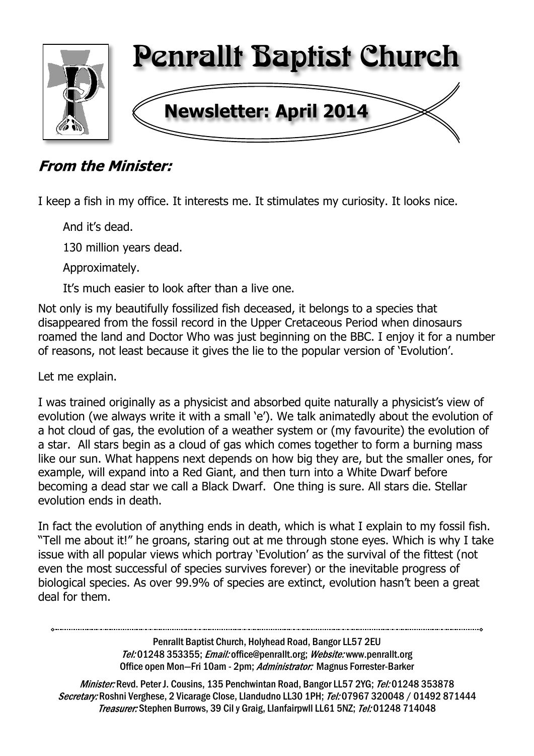# Penrallt Baptist Church

## Newsletter: April 2014

### *From the Minister:*

I keep a fish in my office. It interests me. It stimulates my curiosity. It looks nice.

And it's dead.

130 million years dead.

Approximately.

It's much easier to look after than a live one.

Not only is my beautifully fossilized fish deceased, it belongs to a species that disappeared from the fossil record in the Upper Cretaceous Period when dinosaurs roamed the land and Doctor Who was just beginning on the BBC. I enjoy it for a number of reasons, not least because it gives the lie to the popular version of 'Evolution'.

Let me explain.

I was trained originally as a physicist and absorbed quite naturally a physicist's view of evolution (we always write it with a small 'e'). We talk animatedly about the evolution of a hot cloud of gas, the evolution of a weather system or (my favourite) the evolution of a star. All stars begin as a cloud of gas which comes together to form a burning mass like our sun. What happens next depends on how big they are, but the smaller ones, for example, will expand into a Red Giant, and then turn into a White Dwarf before becoming a dead star we call a Black Dwarf. One thing is sure. All stars die. Stellar evolution ends in death.

In fact the evolution of anything ends in death, which is what I explain to my fossil fish. "Tell me about it!" he groans, staring out at me through stone eyes. Which is why I take issue with all popular views which portray 'Evolution' as the survival of the fittest (not even the most successful of species survives forever) or the inevitable progress of biological species. As over 99.9% of species are extinct, evolution hasn't been a great deal for them.

---

Penrallt Baptist Church, Holyhead Road, Bangor LL57 2EU
*Tel:* 01248 353355; *Email:* office@penrallt.org; *Website:* www.penrallt.org
Office open Mon—Fri 10am - 2pm; *Administrator:* Magnus Forrester-Barker

*Minister:* Revd. Peter J. Cousins, 135 Penchwintan Road, Bangor LL57 2YG; *Tel:* 01248 353878
*Secretary:* Roshni Verghese, 2 Vicarage Close, Llandudno LL30 1PH; *Tel:* 07967 320048 / 01492 871444
*Treasurer:* Stephen Burrows, 39 Cil y Graig, Llanfairpwll LL61 5NZ; *Tel:* 01248 714048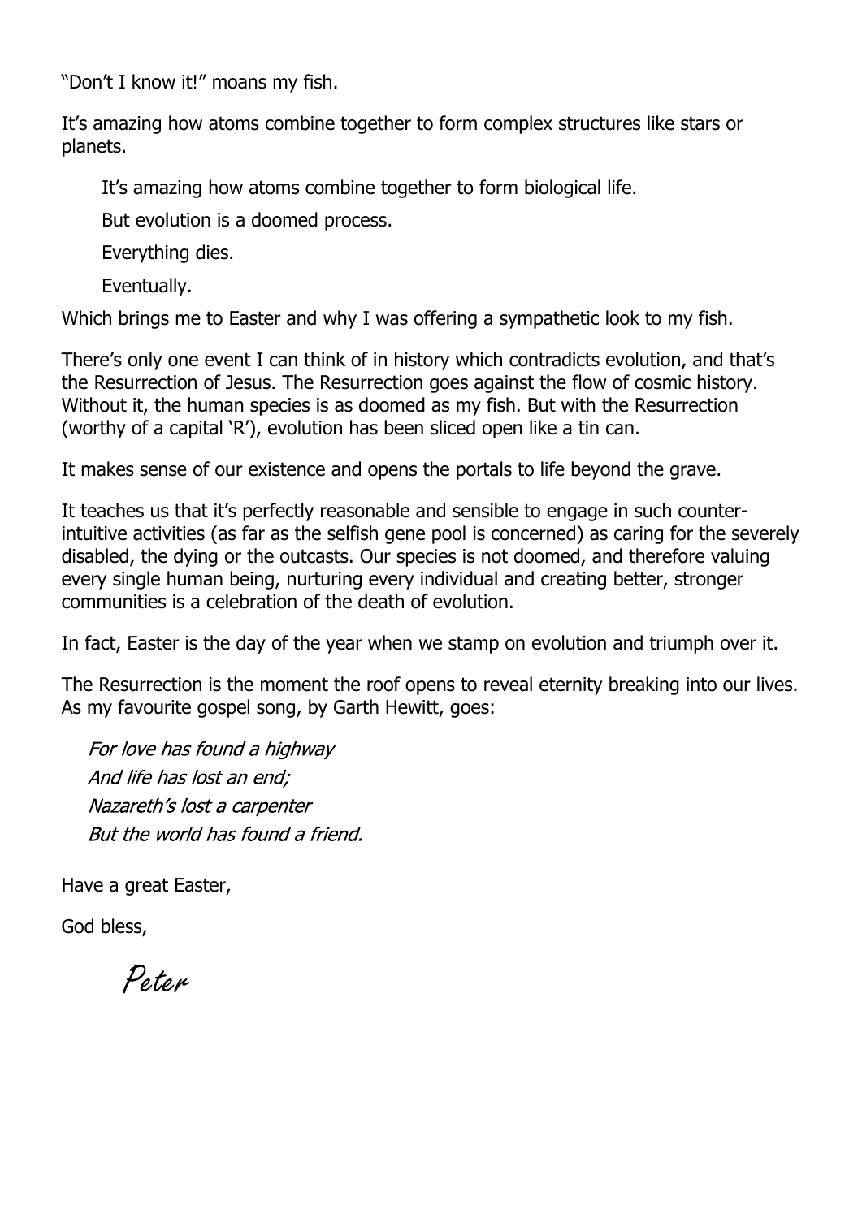"Don't I know it!" moans my fish.

It's amazing how atoms combine together to form complex structures like stars or planets.

It's amazing how atoms combine together to form biological life.

But evolution is a doomed process.

Everything dies.

Eventually.

Which brings me to Easter and why I was offering a sympathetic look to my fish.

There's only one event I can think of in history which contradicts evolution, and that's the Resurrection of Jesus. The Resurrection goes against the flow of cosmic history. Without it, the human species is as doomed as my fish. But with the Resurrection (worthy of a capital 'R'), evolution has been sliced open like a tin can.

It makes sense of our existence and opens the portals to life beyond the grave.

It teaches us that it's perfectly reasonable and sensible to engage in such counter-intuitive activities (as far as the selfish gene pool is concerned) as caring for the severely disabled, the dying or the outcasts. Our species is not doomed, and therefore valuing every single human being, nurturing every individual and creating better, stronger communities is a celebration of the death of evolution.

In fact, Easter is the day of the year when we stamp on evolution and triumph over it.

The Resurrection is the moment the roof opens to reveal eternity breaking into our lives. As my favourite gospel song, by Garth Hewitt, goes:

*For love has found a highway*
*And life has lost an end;*
*Nazareth's lost a carpenter*
*But the world has found a friend.*

Have a great Easter,

God bless,

Peter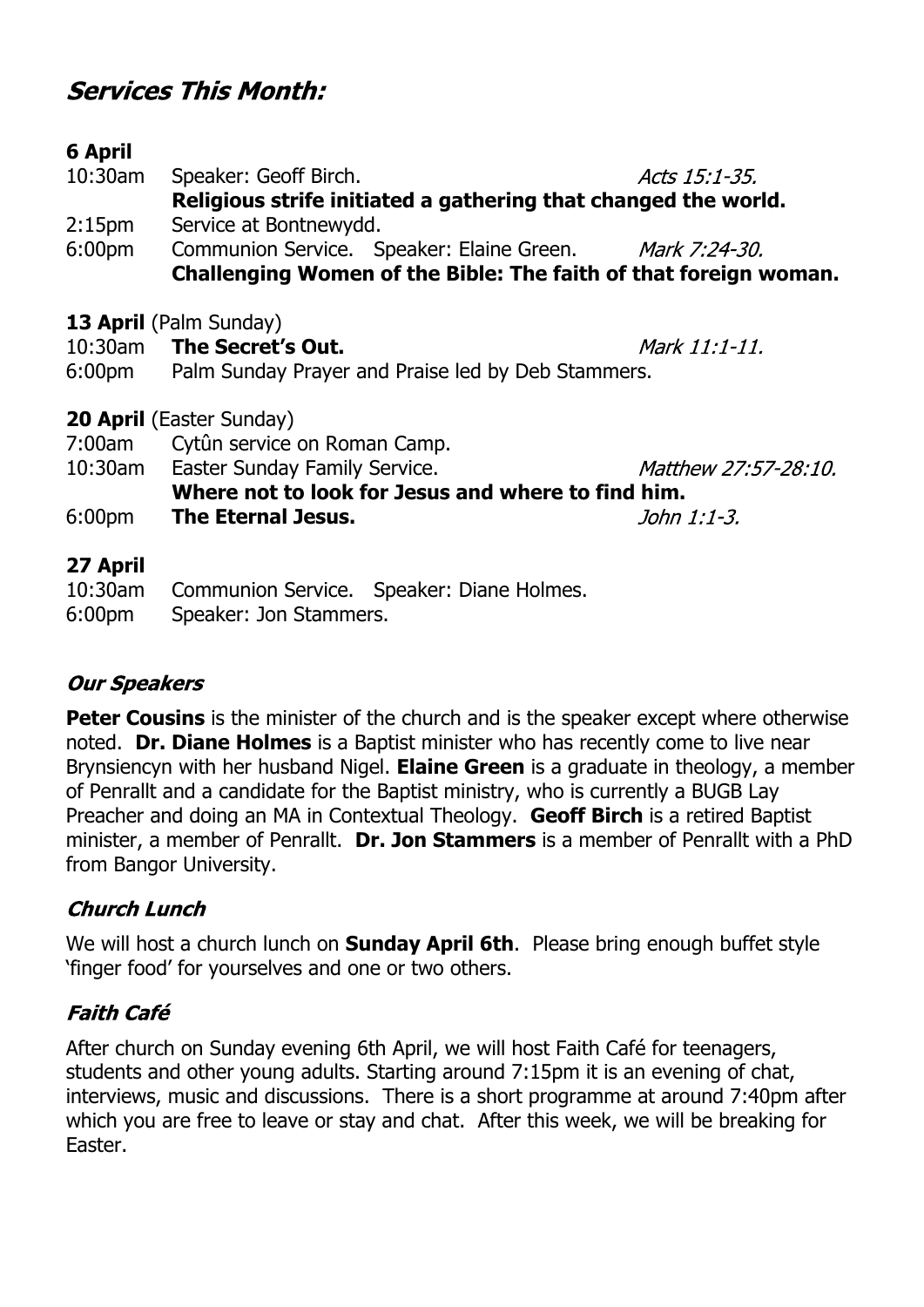## *Services This Month:*

**6 April**

10:30am Speaker: Geoff Birch. *Acts 15:1-35.*
**Religious strife initiated a gathering that changed the world.**

2:15pm Service at Bontnewydd.

6:00pm Communion Service. Speaker: Elaine Green. *Mark 7:24-30.*
**Challenging Women of the Bible: The faith of that foreign woman.**

**13 April** (Palm Sunday)

10:30am **The Secret's Out.** *Mark 11:1-11.*

6:00pm Palm Sunday Prayer and Praise led by Deb Stammers.

**20 April** (Easter Sunday)

7:00am Cytûn service on Roman Camp.

10:30am Easter Sunday Family Service. *Matthew 27:57-28:10.*
**Where not to look for Jesus and where to find him.**

6:00pm **The Eternal Jesus.** *John 1:1-3.*

**27 April**

10:30am Communion Service. Speaker: Diane Holmes.

6:00pm Speaker: Jon Stammers.

### *Our Speakers*

**Peter Cousins** is the minister of the church and is the speaker except where otherwise noted. **Dr. Diane Holmes** is a Baptist minister who has recently come to live near Brynsiencyn with her husband Nigel. **Elaine Green** is a graduate in theology, a member of Penrallt and a candidate for the Baptist ministry, who is currently a BUGB Lay Preacher and doing an MA in Contextual Theology. **Geoff Birch** is a retired Baptist minister, a member of Penrallt. **Dr. Jon Stammers** is a member of Penrallt with a PhD from Bangor University.

### *Church Lunch*

We will host a church lunch on **Sunday April 6th**. Please bring enough buffet style 'finger food' for yourselves and one or two others.

### *Faith Café*

After church on Sunday evening 6th April, we will host Faith Café for teenagers, students and other young adults. Starting around 7:15pm it is an evening of chat, interviews, music and discussions. There is a short programme at around 7:40pm after which you are free to leave or stay and chat. After this week, we will be breaking for Easter.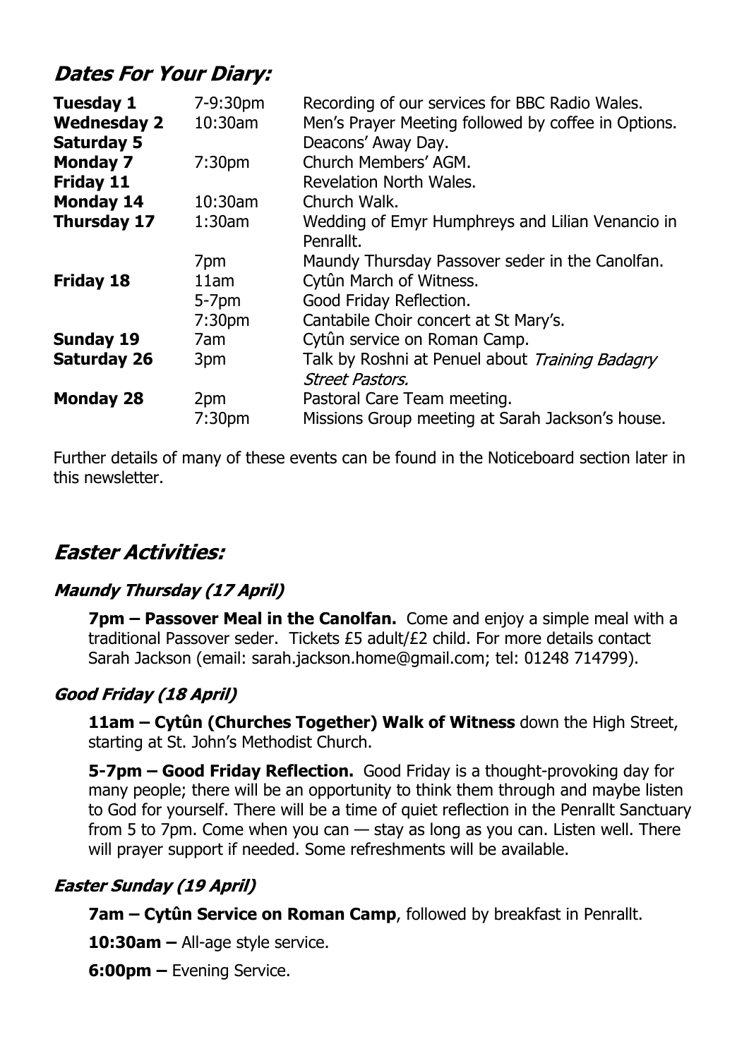## Dates For Your Diary:

| | | |
|---|---|---|
| **Tuesday 1** | 7-9:30pm | Recording of our services for BBC Radio Wales. |
| **Wednesday 2** | 10:30am | Men's Prayer Meeting followed by coffee in Options. |
| **Saturday 5** | | Deacons' Away Day. |
| **Monday 7** | 7:30pm | Church Members' AGM. |
| **Friday 11** | | Revelation North Wales. |
| **Monday 14** | 10:30am | Church Walk. |
| **Thursday 17** | 1:30am | Wedding of Emyr Humphreys and Lilian Venancio in Penrallt. |
| | 7pm | Maundy Thursday Passover seder in the Canolfan. |
| **Friday 18** | 11am | Cytûn March of Witness. |
| | 5-7pm | Good Friday Reflection. |
| | 7:30pm | Cantabile Choir concert at St Mary's. |
| **Sunday 19** | 7am | Cytûn service on Roman Camp. |
| **Saturday 26** | 3pm | Talk by Roshni at Penuel about *Training Badagry Street Pastors.* |
| **Monday 28** | 2pm | Pastoral Care Team meeting. |
| | 7:30pm | Missions Group meeting at Sarah Jackson's house. |

Further details of many of these events can be found in the Noticeboard section later in this newsletter.

## Easter Activities:

### Maundy Thursday (17 April)

**7pm – Passover Meal in the Canolfan.** Come and enjoy a simple meal with a traditional Passover seder. Tickets £5 adult/£2 child. For more details contact Sarah Jackson (email: sarah.jackson.home@gmail.com; tel: 01248 714799).

### Good Friday (18 April)

**11am – Cytûn (Churches Together) Walk of Witness** down the High Street, starting at St. John's Methodist Church.

**5-7pm – Good Friday Reflection.** Good Friday is a thought-provoking day for many people; there will be an opportunity to think them through and maybe listen to God for yourself. There will be a time of quiet reflection in the Penrallt Sanctuary from 5 to 7pm. Come when you can — stay as long as you can. Listen well. There will prayer support if needed. Some refreshments will be available.

### Easter Sunday (19 April)

**7am – Cytûn Service on Roman Camp**, followed by breakfast in Penrallt.

**10:30am –** All-age style service.

**6:00pm –** Evening Service.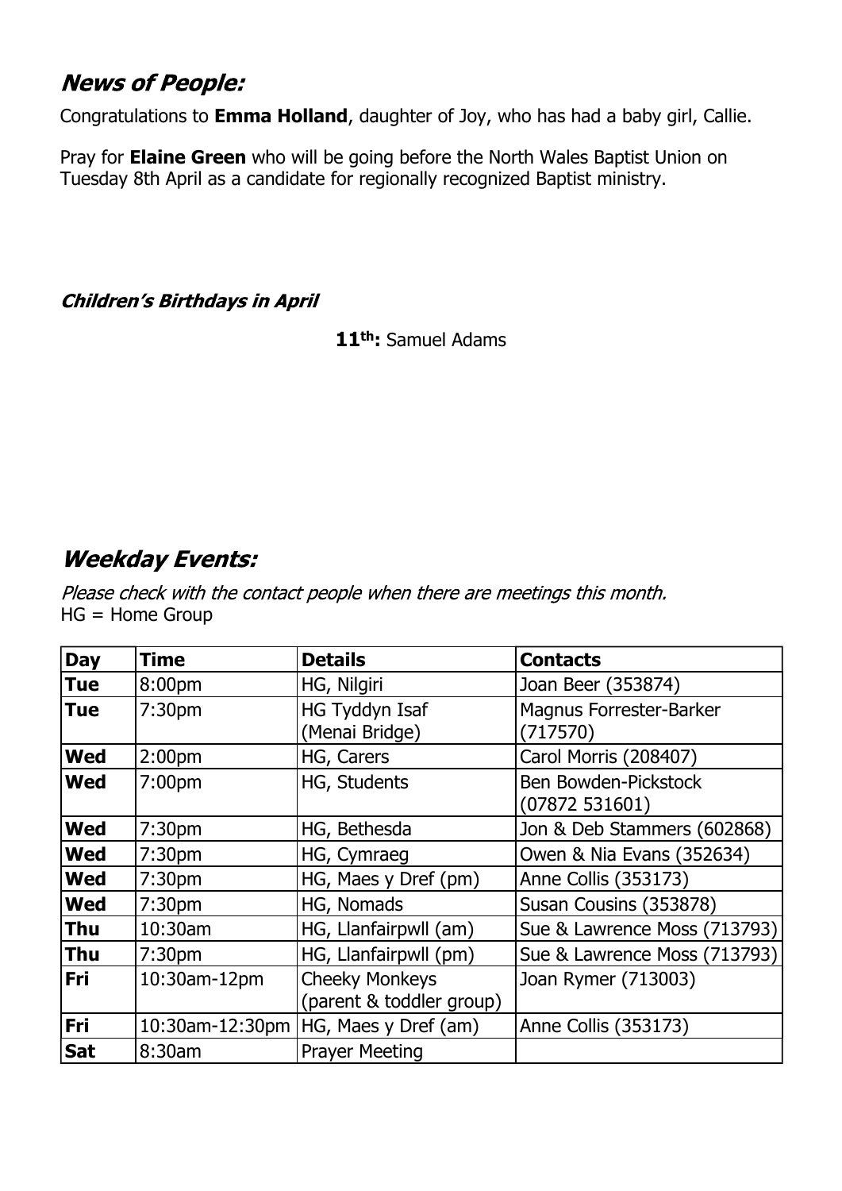## *News of People:*

Congratulations to **Emma Holland**, daughter of Joy, who has had a baby girl, Callie.

Pray for **Elaine Green** who will be going before the North Wales Baptist Union on Tuesday 8th April as a candidate for regionally recognized Baptist ministry.

***Children's Birthdays in April***

**11th:** Samuel Adams

## *Weekday Events:*

*Please check with the contact people when there are meetings this month.*
HG = Home Group

| Day | Time | Details | Contacts |
|---|---|---|---|
| **Tue** | 8:00pm | HG, Nilgiri | Joan Beer (353874) |
| **Tue** | 7:30pm | HG Tyddyn Isaf (Menai Bridge) | Magnus Forrester-Barker (717570) |
| **Wed** | 2:00pm | HG, Carers | Carol Morris (208407) |
| **Wed** | 7:00pm | HG, Students | Ben Bowden-Pickstock (07872 531601) |
| **Wed** | 7:30pm | HG, Bethesda | Jon & Deb Stammers (602868) |
| **Wed** | 7:30pm | HG, Cymraeg | Owen & Nia Evans (352634) |
| **Wed** | 7:30pm | HG, Maes y Dref (pm) | Anne Collis (353173) |
| **Wed** | 7:30pm | HG, Nomads | Susan Cousins (353878) |
| **Thu** | 10:30am | HG, Llanfairpwll (am) | Sue & Lawrence Moss (713793) |
| **Thu** | 7:30pm | HG, Llanfairpwll (pm) | Sue & Lawrence Moss (713793) |
| **Fri** | 10:30am-12pm | Cheeky Monkeys (parent & toddler group) | Joan Rymer (713003) |
| **Fri** | 10:30am-12:30pm | HG, Maes y Dref (am) | Anne Collis (353173) |
| **Sat** | 8:30am | Prayer Meeting | |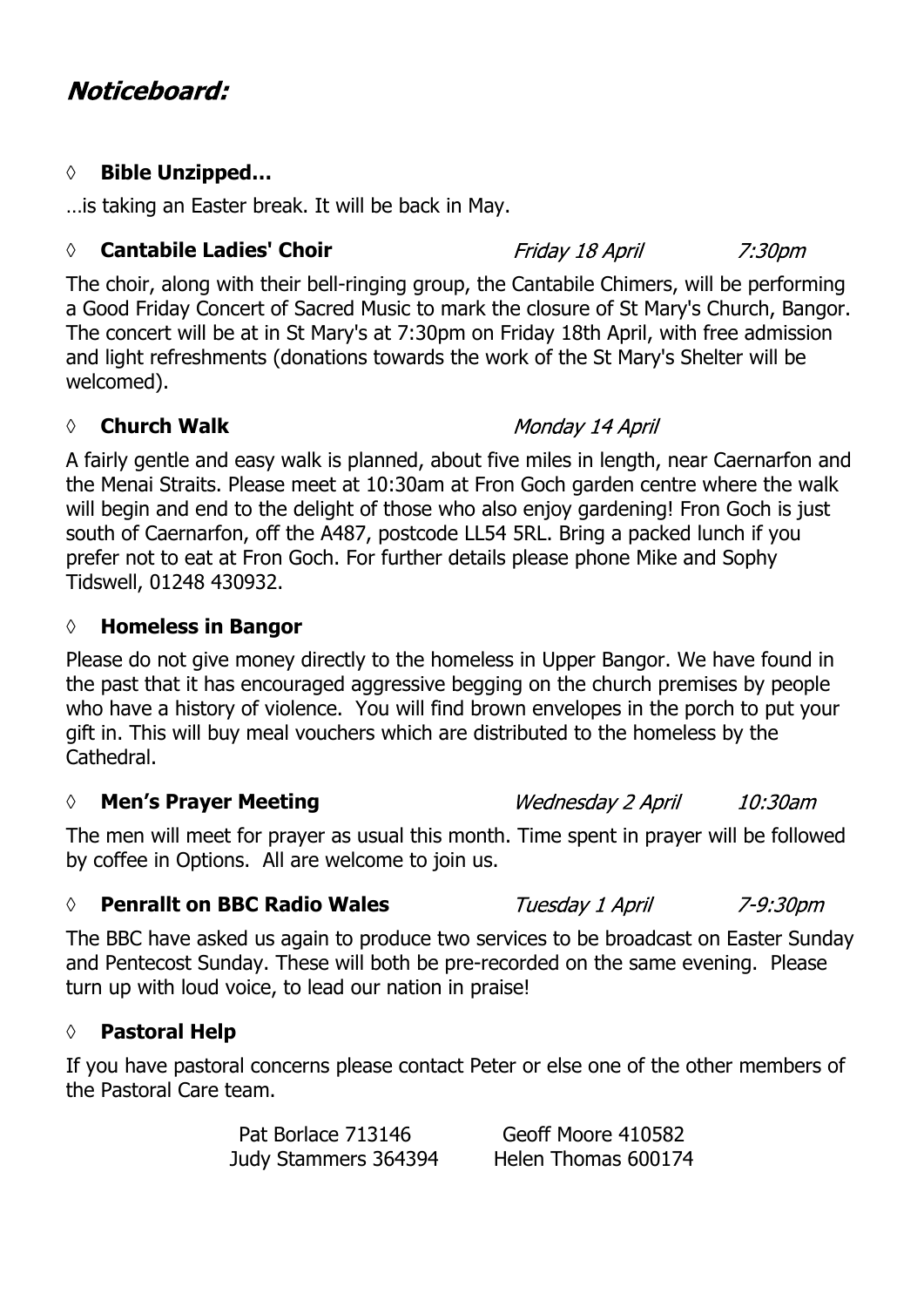# *Noticeboard:*

◊ **Bible Unzipped…**

…is taking an Easter break. It will be back in May.

◊ **Cantabile Ladies' Choir** *Friday 18 April* *7:30pm*

The choir, along with their bell-ringing group, the Cantabile Chimers, will be performing a Good Friday Concert of Sacred Music to mark the closure of St Mary's Church, Bangor. The concert will be at in St Mary's at 7:30pm on Friday 18th April, with free admission and light refreshments (donations towards the work of the St Mary's Shelter will be welcomed).

◊ **Church Walk** *Monday 14 April*

A fairly gentle and easy walk is planned, about five miles in length, near Caernarfon and the Menai Straits. Please meet at 10:30am at Fron Goch garden centre where the walk will begin and end to the delight of those who also enjoy gardening! Fron Goch is just south of Caernarfon, off the A487, postcode LL54 5RL. Bring a packed lunch if you prefer not to eat at Fron Goch. For further details please phone Mike and Sophy Tidswell, 01248 430932.

◊ **Homeless in Bangor**

Please do not give money directly to the homeless in Upper Bangor. We have found in the past that it has encouraged aggressive begging on the church premises by people who have a history of violence. You will find brown envelopes in the porch to put your gift in. This will buy meal vouchers which are distributed to the homeless by the Cathedral.

◊ **Men's Prayer Meeting** *Wednesday 2 April* *10:30am*

The men will meet for prayer as usual this month. Time spent in prayer will be followed by coffee in Options. All are welcome to join us.

◊ **Penrallt on BBC Radio Wales** *Tuesday 1 April* *7-9:30pm*

The BBC have asked us again to produce two services to be broadcast on Easter Sunday and Pentecost Sunday. These will both be pre-recorded on the same evening. Please turn up with loud voice, to lead our nation in praise!

◊ **Pastoral Help**

If you have pastoral concerns please contact Peter or else one of the other members of the Pastoral Care team.

Pat Borlace 713146 Geoff Moore 410582
Judy Stammers 364394 Helen Thomas 600174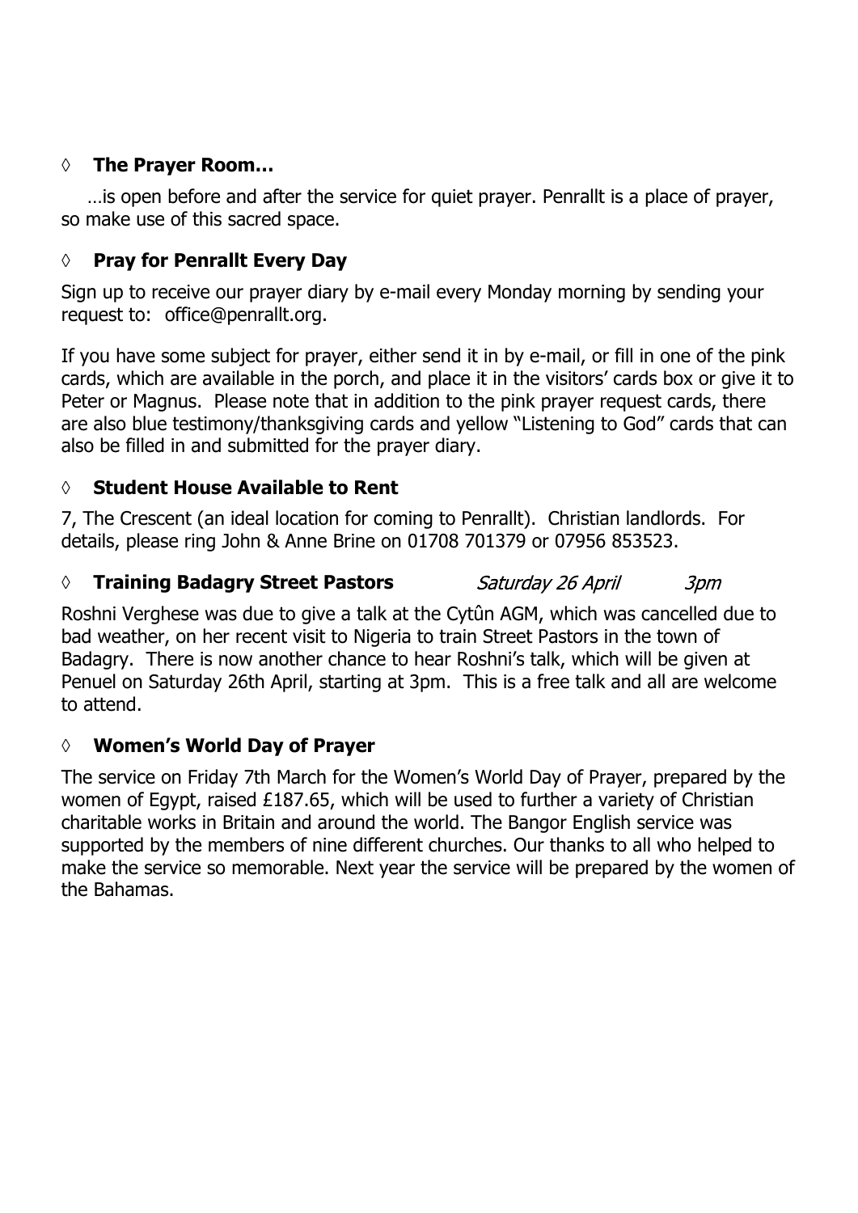◊ **The Prayer Room…**

…is open before and after the service for quiet prayer. Penrallt is a place of prayer, so make use of this sacred space.

◊ **Pray for Penrallt Every Day**

Sign up to receive our prayer diary by e-mail every Monday morning by sending your request to: office@penrallt.org.

If you have some subject for prayer, either send it in by e-mail, or fill in one of the pink cards, which are available in the porch, and place it in the visitors' cards box or give it to Peter or Magnus. Please note that in addition to the pink prayer request cards, there are also blue testimony/thanksgiving cards and yellow "Listening to God" cards that can also be filled in and submitted for the prayer diary.

◊ **Student House Available to Rent**

7, The Crescent (an ideal location for coming to Penrallt). Christian landlords. For details, please ring John & Anne Brine on 01708 701379 or 07956 853523.

◊ **Training Badagry Street Pastors** *Saturday 26 April* *3pm*

Roshni Verghese was due to give a talk at the Cytûn AGM, which was cancelled due to bad weather, on her recent visit to Nigeria to train Street Pastors in the town of Badagry. There is now another chance to hear Roshni's talk, which will be given at Penuel on Saturday 26th April, starting at 3pm. This is a free talk and all are welcome to attend.

◊ **Women's World Day of Prayer**

The service on Friday 7th March for the Women's World Day of Prayer, prepared by the women of Egypt, raised £187.65, which will be used to further a variety of Christian charitable works in Britain and around the world. The Bangor English service was supported by the members of nine different churches. Our thanks to all who helped to make the service so memorable. Next year the service will be prepared by the women of the Bahamas.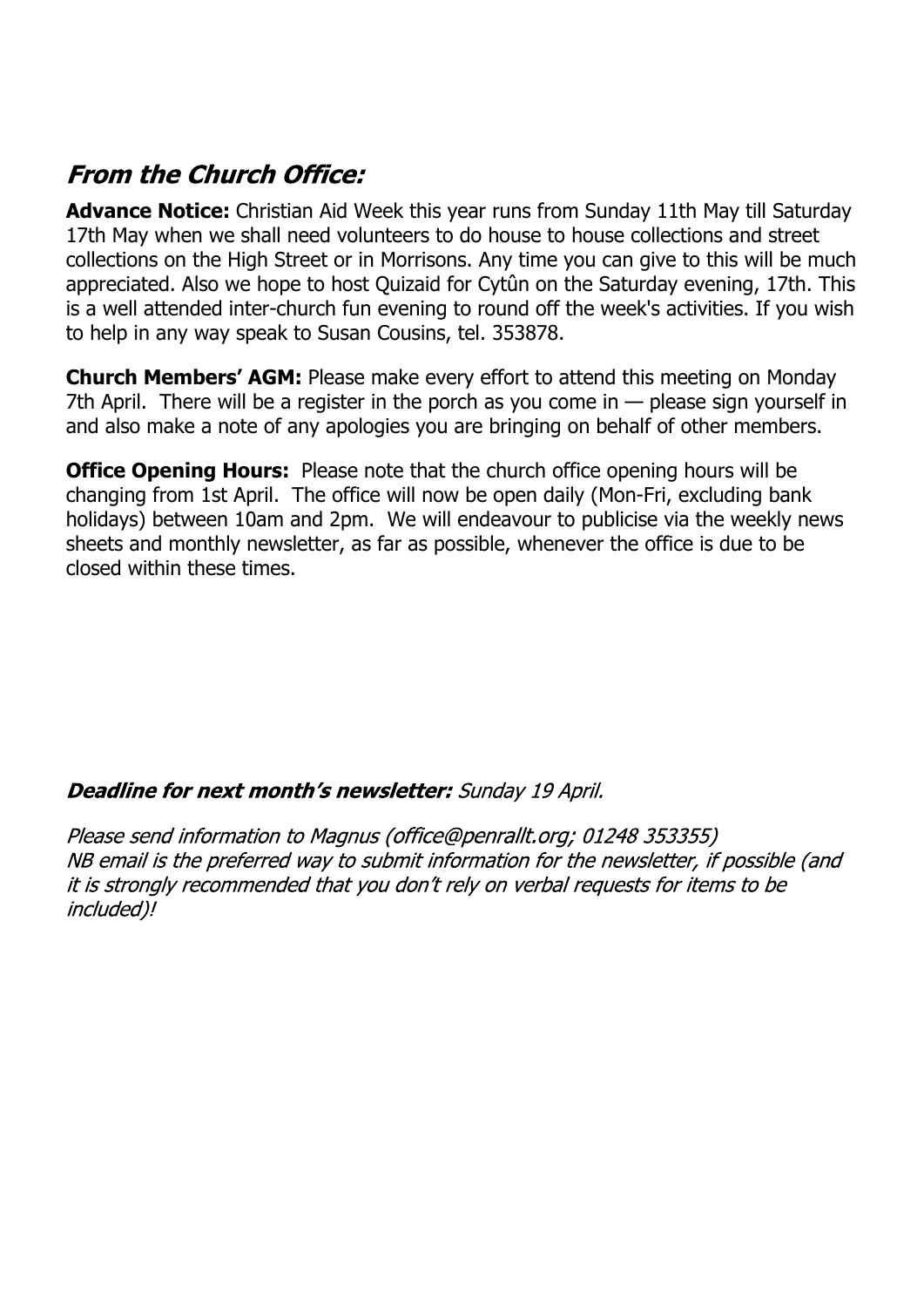## *From the Church Office:*

**Advance Notice:** Christian Aid Week this year runs from Sunday 11th May till Saturday 17th May when we shall need volunteers to do house to house collections and street collections on the High Street or in Morrisons. Any time you can give to this will be much appreciated. Also we hope to host Quizaid for Cytûn on the Saturday evening, 17th. This is a well attended inter-church fun evening to round off the week's activities. If you wish to help in any way speak to Susan Cousins, tel. 353878.

**Church Members' AGM:** Please make every effort to attend this meeting on Monday 7th April. There will be a register in the porch as you come in — please sign yourself in and also make a note of any apologies you are bringing on behalf of other members.

**Office Opening Hours:** Please note that the church office opening hours will be changing from 1st April. The office will now be open daily (Mon-Fri, excluding bank holidays) between 10am and 2pm. We will endeavour to publicise via the weekly news sheets and monthly newsletter, as far as possible, whenever the office is due to be closed within these times.

***Deadline for next month's newsletter:*** *Sunday 19 April.*

*Please send information to Magnus (office@penrallt.org; 01248 353355)*
*NB email is the preferred way to submit information for the newsletter, if possible (and it is strongly recommended that you don't rely on verbal requests for items to be included)!*